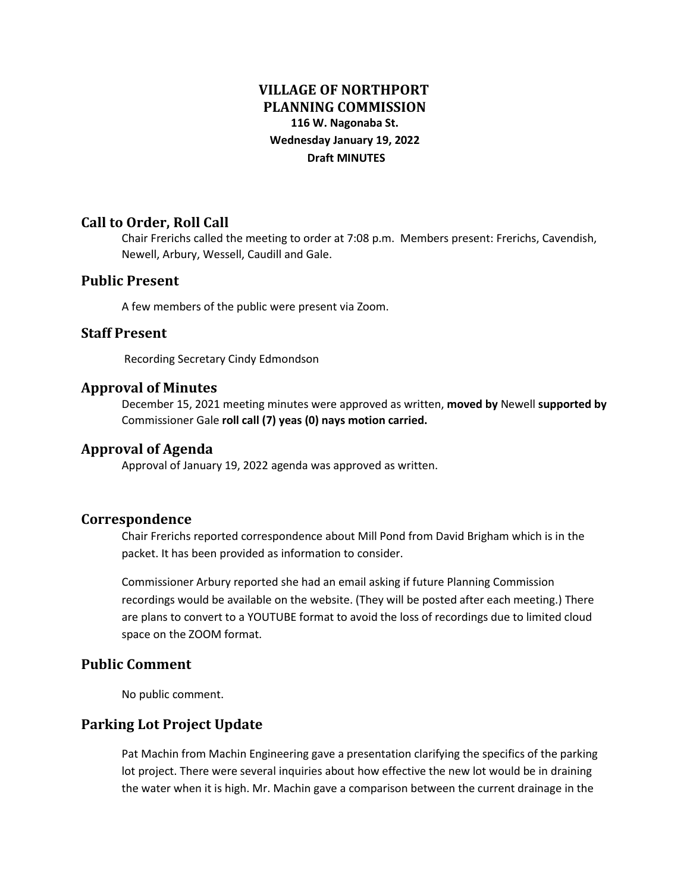# VILLAGE OF NORTHPORT PLANNING COMMISSION

**116 W. Nagonaba St.**
**Wednesday January 19, 2022**
**Draft MINUTES**

## Call to Order, Roll Call

Chair Frerichs called the meeting to order at 7:08 p.m. Members present: Frerichs, Cavendish, Newell, Arbury, Wessell, Caudill and Gale.

## Public Present

A few members of the public were present via Zoom.

## Staff Present

Recording Secretary Cindy Edmondson

## Approval of Minutes

December 15, 2021 meeting minutes were approved as written, **moved by** Newell **supported by** Commissioner Gale **roll call (7) yeas (0) nays motion carried.**

## Approval of Agenda

Approval of January 19, 2022 agenda was approved as written.

## Correspondence

Chair Frerichs reported correspondence about Mill Pond from David Brigham which is in the packet. It has been provided as information to consider.

Commissioner Arbury reported she had an email asking if future Planning Commission recordings would be available on the website. (They will be posted after each meeting.) There are plans to convert to a YOUTUBE format to avoid the loss of recordings due to limited cloud space on the ZOOM format.

## Public Comment

No public comment.

## Parking Lot Project Update

Pat Machin from Machin Engineering gave a presentation clarifying the specifics of the parking lot project. There were several inquiries about how effective the new lot would be in draining the water when it is high. Mr. Machin gave a comparison between the current drainage in the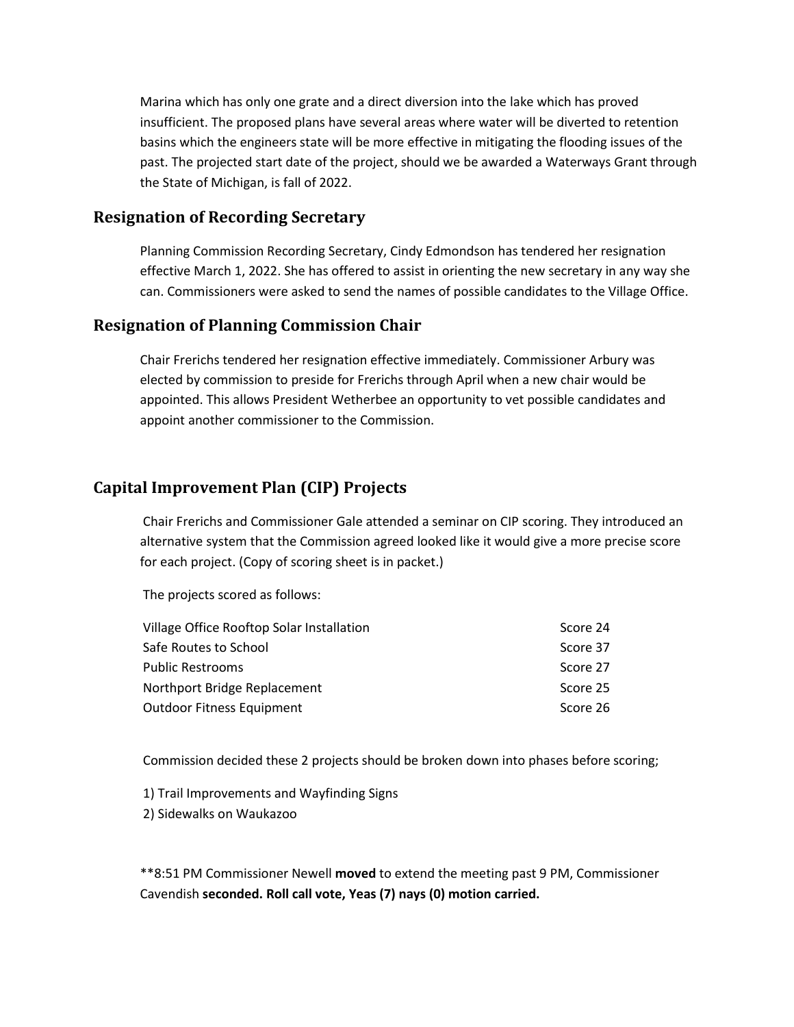Marina which has only one grate and a direct diversion into the lake which has proved insufficient. The proposed plans have several areas where water will be diverted to retention basins which the engineers state will be more effective in mitigating the flooding issues of the past. The projected start date of the project, should we be awarded a Waterways Grant through the State of Michigan, is fall of 2022.

## Resignation of Recording Secretary

Planning Commission Recording Secretary, Cindy Edmondson has tendered her resignation effective March 1, 2022. She has offered to assist in orienting the new secretary in any way she can. Commissioners were asked to send the names of possible candidates to the Village Office.

## Resignation of Planning Commission Chair

Chair Frerichs tendered her resignation effective immediately. Commissioner Arbury was elected by commission to preside for Frerichs through April when a new chair would be appointed. This allows President Wetherbee an opportunity to vet possible candidates and appoint another commissioner to the Commission.

## Capital Improvement Plan (CIP) Projects

Chair Frerichs and Commissioner Gale attended a seminar on CIP scoring. They introduced an alternative system that the Commission agreed looked like it would give a more precise score for each project. (Copy of scoring sheet is in packet.)

The projects scored as follows:

| Project | Score |
|---|---|
| Village Office Rooftop Solar Installation | Score 24 |
| Safe Routes to School | Score 37 |
| Public Restrooms | Score 27 |
| Northport Bridge Replacement | Score 25 |
| Outdoor Fitness Equipment | Score 26 |

Commission decided these 2 projects should be broken down into phases before scoring;

1) Trail Improvements and Wayfinding Signs
2) Sidewalks on Waukazoo

**8:51 PM Commissioner Newell **moved** to extend the meeting past 9 PM, Commissioner Cavendish **seconded. Roll call vote, Yeas (7) nays (0) motion carried.**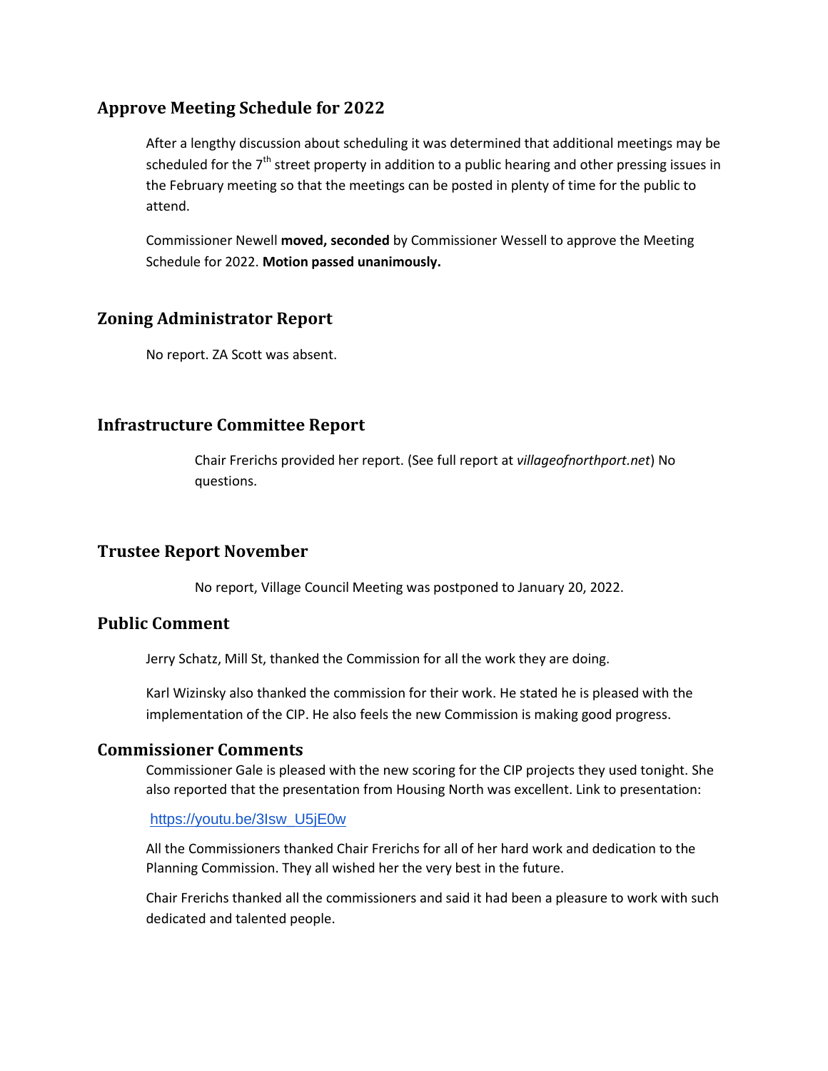## Approve Meeting Schedule for 2022

After a lengthy discussion about scheduling it was determined that additional meetings may be scheduled for the 7th street property in addition to a public hearing and other pressing issues in the February meeting so that the meetings can be posted in plenty of time for the public to attend.

Commissioner Newell **moved, seconded** by Commissioner Wessell to approve the Meeting Schedule for 2022. **Motion passed unanimously.**

## Zoning Administrator Report

No report. ZA Scott was absent.

## Infrastructure Committee Report

Chair Frerichs provided her report. (See full report at *villageofnorthport.net*) No questions.

## Trustee Report November

No report, Village Council Meeting was postponed to January 20, 2022.

## Public Comment

Jerry Schatz, Mill St, thanked the Commission for all the work they are doing.

Karl Wizinsky also thanked the commission for their work. He stated he is pleased with the implementation of the CIP. He also feels the new Commission is making good progress.

## Commissioner Comments

Commissioner Gale is pleased with the new scoring for the CIP projects they used tonight. She also reported that the presentation from Housing North was excellent. Link to presentation:

https://youtu.be/3Isw_U5jE0w

All the Commissioners thanked Chair Frerichs for all of her hard work and dedication to the Planning Commission. They all wished her the very best in the future.

Chair Frerichs thanked all the commissioners and said it had been a pleasure to work with such dedicated and talented people.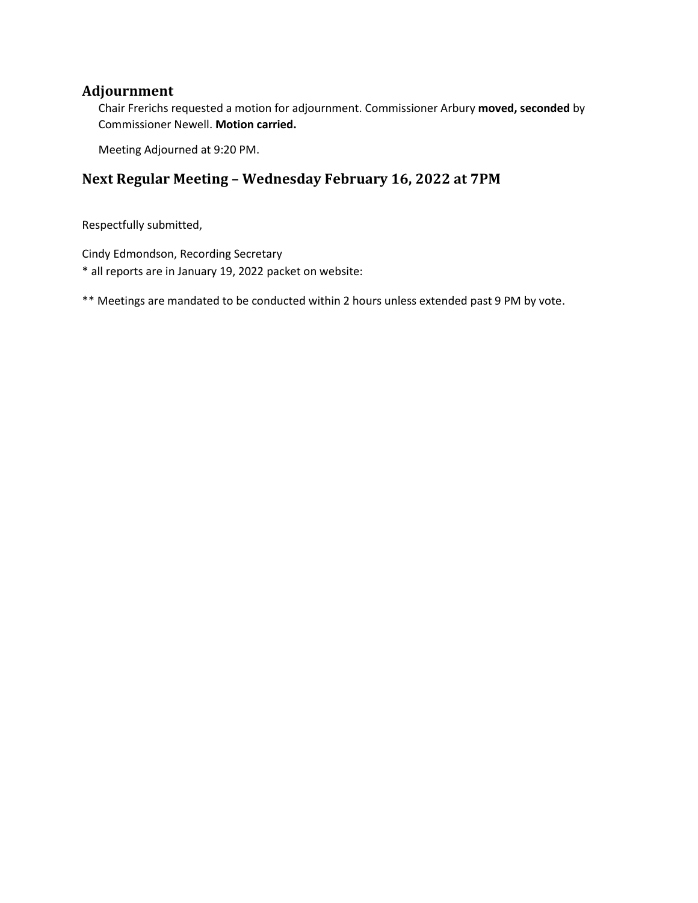## Adjournment

Chair Frerichs requested a motion for adjournment. Commissioner Arbury **moved, seconded** by Commissioner Newell. **Motion carried.**

Meeting Adjourned at 9:20 PM.

## Next Regular Meeting – Wednesday February 16, 2022 at 7PM

Respectfully submitted,

Cindy Edmondson, Recording Secretary
* all reports are in January 19, 2022 packet on website:

** Meetings are mandated to be conducted within 2 hours unless extended past 9 PM by vote.